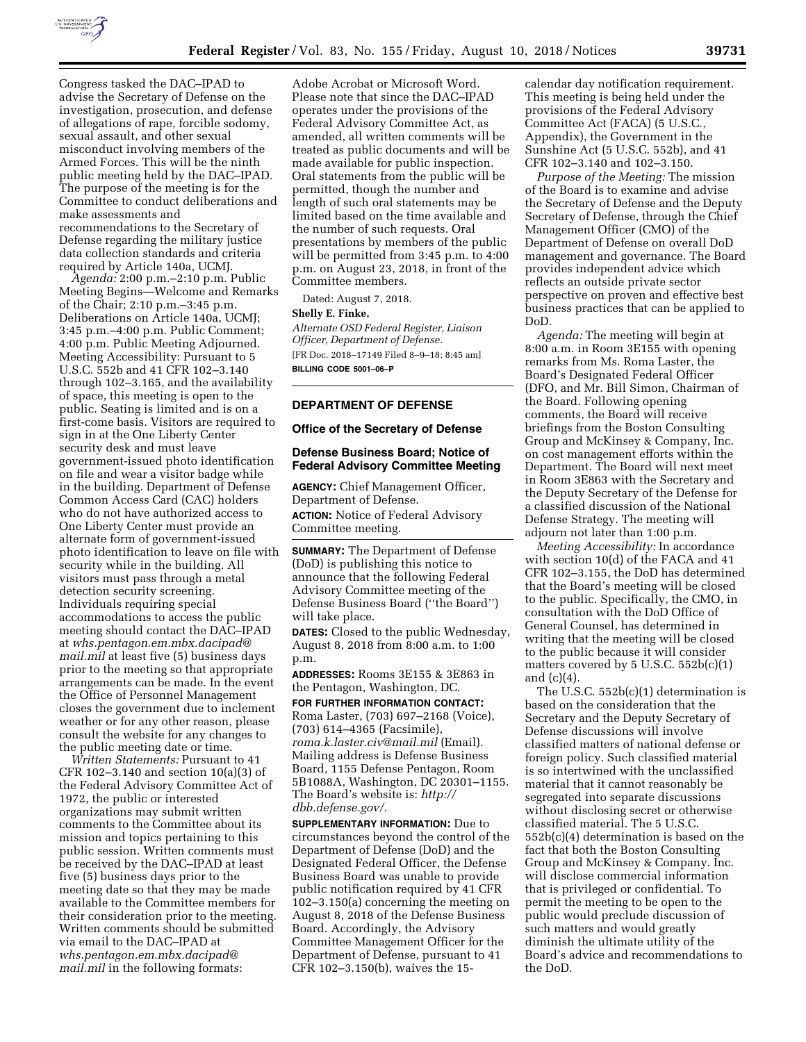Congress tasked the DAC–IPAD to advise the Secretary of Defense on the investigation, prosecution, and defense of allegations of rape, forcible sodomy, sexual assault, and other sexual misconduct involving members of the Armed Forces. This will be the ninth public meeting held by the DAC–IPAD. The purpose of the meeting is for the Committee to conduct deliberations and make assessments and recommendations to the Secretary of Defense regarding the military justice data collection standards and criteria required by Article 140a, UCMJ.

*Agenda:* 2:00 p.m.–2:10 p.m. Public Meeting Begins—Welcome and Remarks of the Chair; 2:10 p.m.–3:45 p.m. Deliberations on Article 140a, UCMJ; 3:45 p.m.–4:00 p.m. Public Comment; 4:00 p.m. Public Meeting Adjourned. Meeting Accessibility: Pursuant to 5 U.S.C. 552b and 41 CFR 102–3.140 through 102–3.165, and the availability of space, this meeting is open to the public. Seating is limited and is on a first-come basis. Visitors are required to sign in at the One Liberty Center security desk and must leave government-issued photo identification on file and wear a visitor badge while in the building. Department of Defense Common Access Card (CAC) holders who do not have authorized access to One Liberty Center must provide an alternate form of government-issued photo identification to leave on file with security while in the building. All visitors must pass through a metal detection security screening. Individuals requiring special accommodations to access the public meeting should contact the DAC–IPAD at *whs.pentagon.em.mbx.dacipad@mail.mil* at least five (5) business days prior to the meeting so that appropriate arrangements can be made. In the event the Office of Personnel Management closes the government due to inclement weather or for any other reason, please consult the website for any changes to the public meeting date or time.

*Written Statements:* Pursuant to 41 CFR 102–3.140 and section 10(a)(3) of the Federal Advisory Committee Act of 1972, the public or interested organizations may submit written comments to the Committee about its mission and topics pertaining to this public session. Written comments must be received by the DAC–IPAD at least five (5) business days prior to the meeting date so that they may be made available to the Committee members for their consideration prior to the meeting. Written comments should be submitted via email to the DAC–IPAD at *whs.pentagon.em.mbx.dacipad@mail.mil* in the following formats: Adobe Acrobat or Microsoft Word. Please note that since the DAC–IPAD operates under the provisions of the Federal Advisory Committee Act, as amended, all written comments will be treated as public documents and will be made available for public inspection. Oral statements from the public will be permitted, though the number and length of such oral statements may be limited based on the time available and the number of such requests. Oral presentations by members of the public will be permitted from 3:45 p.m. to 4:00 p.m. on August 23, 2018, in front of the Committee members.

Dated: August 7, 2018.

**Shelly E. Finke,**

*Alternate OSD Federal Register, Liaison Officer, Department of Defense.*

[FR Doc. 2018–17149 Filed 8–9–18; 8:45 am]

**BILLING CODE 5001–06–P**

---

## DEPARTMENT OF DEFENSE

### Office of the Secretary of Defense

### Defense Business Board; Notice of Federal Advisory Committee Meeting

**AGENCY:** Chief Management Officer, Department of Defense.

**ACTION:** Notice of Federal Advisory Committee meeting.

**SUMMARY:** The Department of Defense (DoD) is publishing this notice to announce that the following Federal Advisory Committee meeting of the Defense Business Board (''the Board'') will take place.

**DATES:** Closed to the public Wednesday, August 8, 2018 from 8:00 a.m. to 1:00 p.m.

**ADDRESSES:** Rooms 3E155 & 3E863 in the Pentagon, Washington, DC.

**FOR FURTHER INFORMATION CONTACT:** Roma Laster, (703) 697–2168 (Voice), (703) 614–4365 (Facsimile), *roma.k.laster.civ@mail.mil* (Email). Mailing address is Defense Business Board, 1155 Defense Pentagon, Room 5B1088A, Washington, DC 20301–1155. The Board's website is: *http://dbb.defense.gov/.*

**SUPPLEMENTARY INFORMATION:** Due to circumstances beyond the control of the Department of Defense (DoD) and the Designated Federal Officer, the Defense Business Board was unable to provide public notification required by 41 CFR 102–3.150(a) concerning the meeting on August 8, 2018 of the Defense Business Board. Accordingly, the Advisory Committee Management Officer for the Department of Defense, pursuant to 41 CFR 102–3.150(b), waives the 15-calendar day notification requirement. This meeting is being held under the provisions of the Federal Advisory Committee Act (FACA) (5 U.S.C., Appendix), the Government in the Sunshine Act (5 U.S.C. 552b), and 41 CFR 102–3.140 and 102–3.150.

*Purpose of the Meeting:* The mission of the Board is to examine and advise the Secretary of Defense and the Deputy Secretary of Defense, through the Chief Management Officer (CMO) of the Department of Defense on overall DoD management and governance. The Board provides independent advice which reflects an outside private sector perspective on proven and effective best business practices that can be applied to DoD.

*Agenda:* The meeting will begin at 8:00 a.m. in Room 3E155 with opening remarks from Ms. Roma Laster, the Board's Designated Federal Officer (DFO, and Mr. Bill Simon, Chairman of the Board. Following opening comments, the Board will receive briefings from the Boston Consulting Group and McKinsey & Company, Inc. on cost management efforts within the Department. The Board will next meet in Room 3E863 with the Secretary and the Deputy Secretary of the Defense for a classified discussion of the National Defense Strategy. The meeting will adjourn not later than 1:00 p.m.

*Meeting Accessibility:* In accordance with section 10(d) of the FACA and 41 CFR 102–3.155, the DoD has determined that the Board's meeting will be closed to the public. Specifically, the CMO, in consultation with the DoD Office of General Counsel, has determined in writing that the meeting will be closed to the public because it will consider matters covered by 5 U.S.C. 552b(c)(1) and (c)(4).

The U.S.C. 552b(c)(1) determination is based on the consideration that the Secretary and the Deputy Secretary of Defense discussions will involve classified matters of national defense or foreign policy. Such classified material is so intertwined with the unclassified material that it cannot reasonably be segregated into separate discussions without disclosing secret or otherwise classified material. The 5 U.S.C. 552b(c)(4) determination is based on the fact that both the Boston Consulting Group and McKinsey & Company. Inc. will disclose commercial information that is privileged or confidential. To permit the meeting to be open to the public would preclude discussion of such matters and would greatly diminish the ultimate utility of the Board's advice and recommendations to the DoD.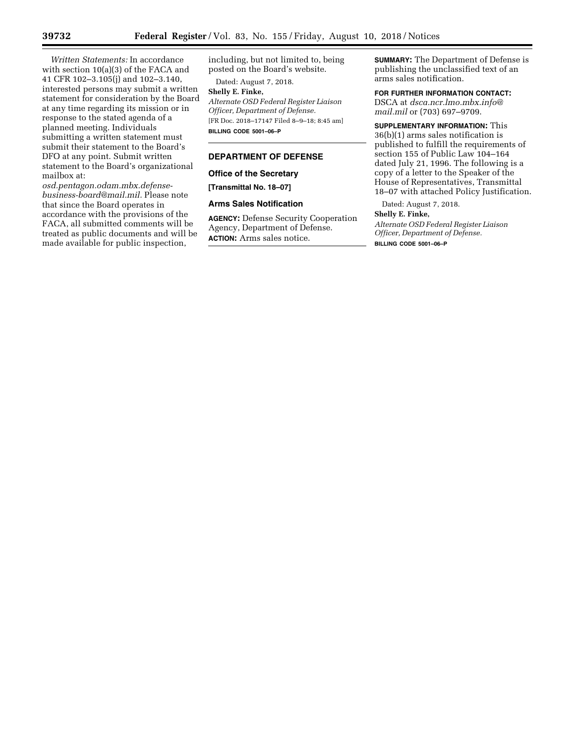*Written Statements:* In accordance with section 10(a)(3) of the FACA and 41 CFR 102–3.105(j) and 102–3.140, interested persons may submit a written statement for consideration by the Board at any time regarding its mission or in response to the stated agenda of a planned meeting. Individuals submitting a written statement must submit their statement to the Board's DFO at any point. Submit written statement to the Board's organizational mailbox at: *osd.pentagon.odam.mbx.defense-business-board@mail.mil.* Please note that since the Board operates in accordance with the provisions of the FACA, all submitted comments will be treated as public documents and will be made available for public inspection, including, but not limited to, being posted on the Board's website.

Dated: August 7, 2018.

**Shelly E. Finke,**

*Alternate OSD Federal Register Liaison Officer, Department of Defense.*

[FR Doc. 2018–17147 Filed 8–9–18; 8:45 am]

**BILLING CODE 5001–06–P**

## DEPARTMENT OF DEFENSE

### Office of the Secretary

**[Transmittal No. 18–07]**

### Arms Sales Notification

**AGENCY:** Defense Security Cooperation Agency, Department of Defense.

**ACTION:** Arms sales notice.

**SUMMARY:** The Department of Defense is publishing the unclassified text of an arms sales notification.

**FOR FURTHER INFORMATION CONTACT:** DSCA at *dsca.ncr.lmo.mbx.info@mail.mil* or (703) 697–9709.

**SUPPLEMENTARY INFORMATION:** This 36(b)(1) arms sales notification is published to fulfill the requirements of section 155 of Public Law 104–164 dated July 21, 1996. The following is a copy of a letter to the Speaker of the House of Representatives, Transmittal 18–07 with attached Policy Justification.

Dated: August 7, 2018.

**Shelly E. Finke,**

*Alternate OSD Federal Register Liaison Officer, Department of Defense.*

**BILLING CODE 5001–06–P**